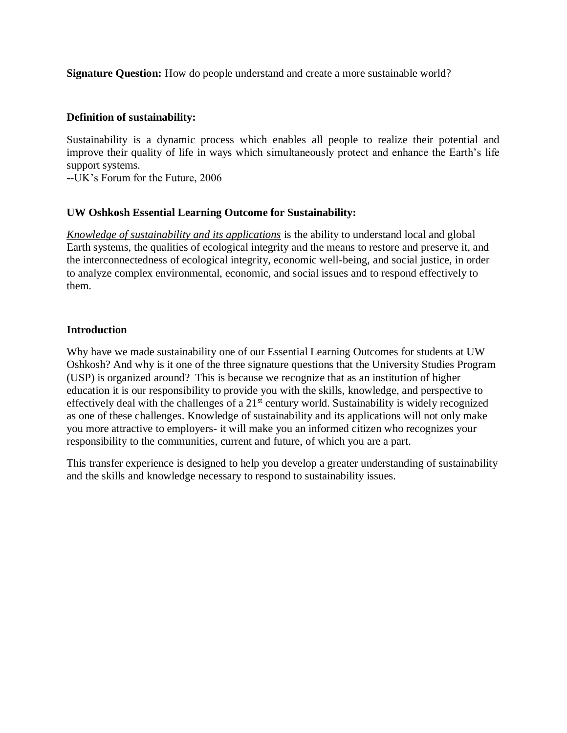**Signature Question:** How do people understand and create a more sustainable world?

**Definition of sustainability:**

Sustainability is a dynamic process which enables all people to realize their potential and improve their quality of life in ways which simultaneously protect and enhance the Earth's life support systems.
--UK's Forum for the Future, 2006

**UW Oshkosh Essential Learning Outcome for Sustainability:**

*Knowledge of sustainability and its applications* is the ability to understand local and global Earth systems, the qualities of ecological integrity and the means to restore and preserve it, and the interconnectedness of ecological integrity, economic well-being, and social justice, in order to analyze complex environmental, economic, and social issues and to respond effectively to them.

**Introduction**

Why have we made sustainability one of our Essential Learning Outcomes for students at UW Oshkosh? And why is it one of the three signature questions that the University Studies Program (USP) is organized around? This is because we recognize that as an institution of higher education it is our responsibility to provide you with the skills, knowledge, and perspective to effectively deal with the challenges of a 21st century world. Sustainability is widely recognized as one of these challenges. Knowledge of sustainability and its applications will not only make you more attractive to employers- it will make you an informed citizen who recognizes your responsibility to the communities, current and future, of which you are a part.

This transfer experience is designed to help you develop a greater understanding of sustainability and the skills and knowledge necessary to respond to sustainability issues.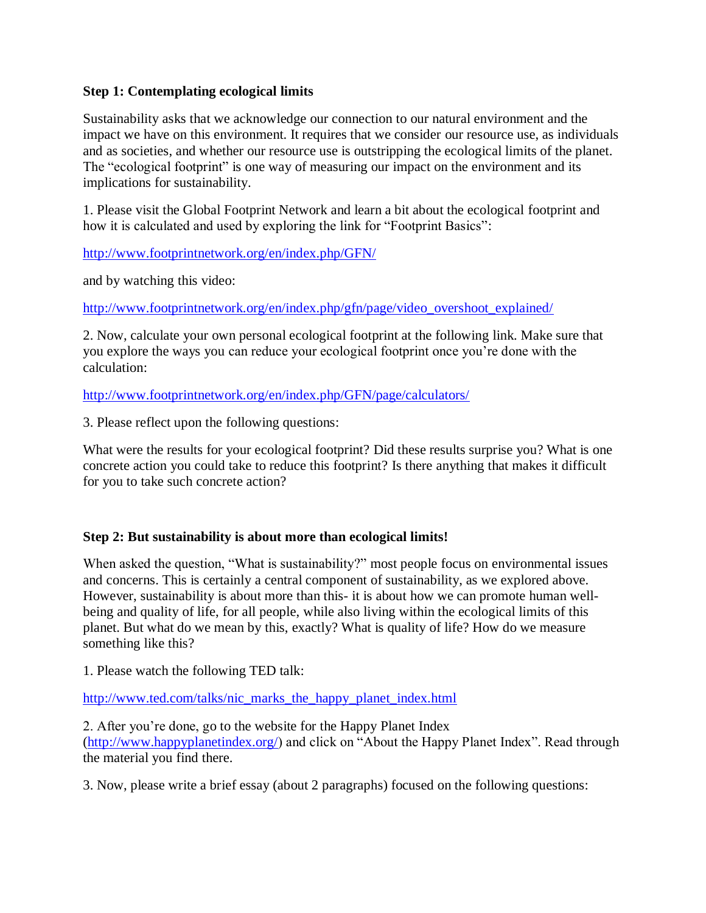**Step 1: Contemplating ecological limits**

Sustainability asks that we acknowledge our connection to our natural environment and the impact we have on this environment. It requires that we consider our resource use, as individuals and as societies, and whether our resource use is outstripping the ecological limits of the planet. The "ecological footprint" is one way of measuring our impact on the environment and its implications for sustainability.

1. Please visit the Global Footprint Network and learn a bit about the ecological footprint and how it is calculated and used by exploring the link for "Footprint Basics":

http://www.footprintnetwork.org/en/index.php/GFN/

and by watching this video:

http://www.footprintnetwork.org/en/index.php/gfn/page/video_overshoot_explained/

2. Now, calculate your own personal ecological footprint at the following link. Make sure that you explore the ways you can reduce your ecological footprint once you're done with the calculation:

http://www.footprintnetwork.org/en/index.php/GFN/page/calculators/

3. Please reflect upon the following questions:

What were the results for your ecological footprint? Did these results surprise you? What is one concrete action you could take to reduce this footprint? Is there anything that makes it difficult for you to take such concrete action?

**Step 2: But sustainability is about more than ecological limits!**

When asked the question, "What is sustainability?" most people focus on environmental issues and concerns. This is certainly a central component of sustainability, as we explored above. However, sustainability is about more than this- it is about how we can promote human well-being and quality of life, for all people, while also living within the ecological limits of this planet. But what do we mean by this, exactly? What is quality of life? How do we measure something like this?

1. Please watch the following TED talk:

http://www.ted.com/talks/nic_marks_the_happy_planet_index.html

2. After you're done, go to the website for the Happy Planet Index (http://www.happyplanetindex.org/) and click on "About the Happy Planet Index". Read through the material you find there.

3. Now, please write a brief essay (about 2 paragraphs) focused on the following questions: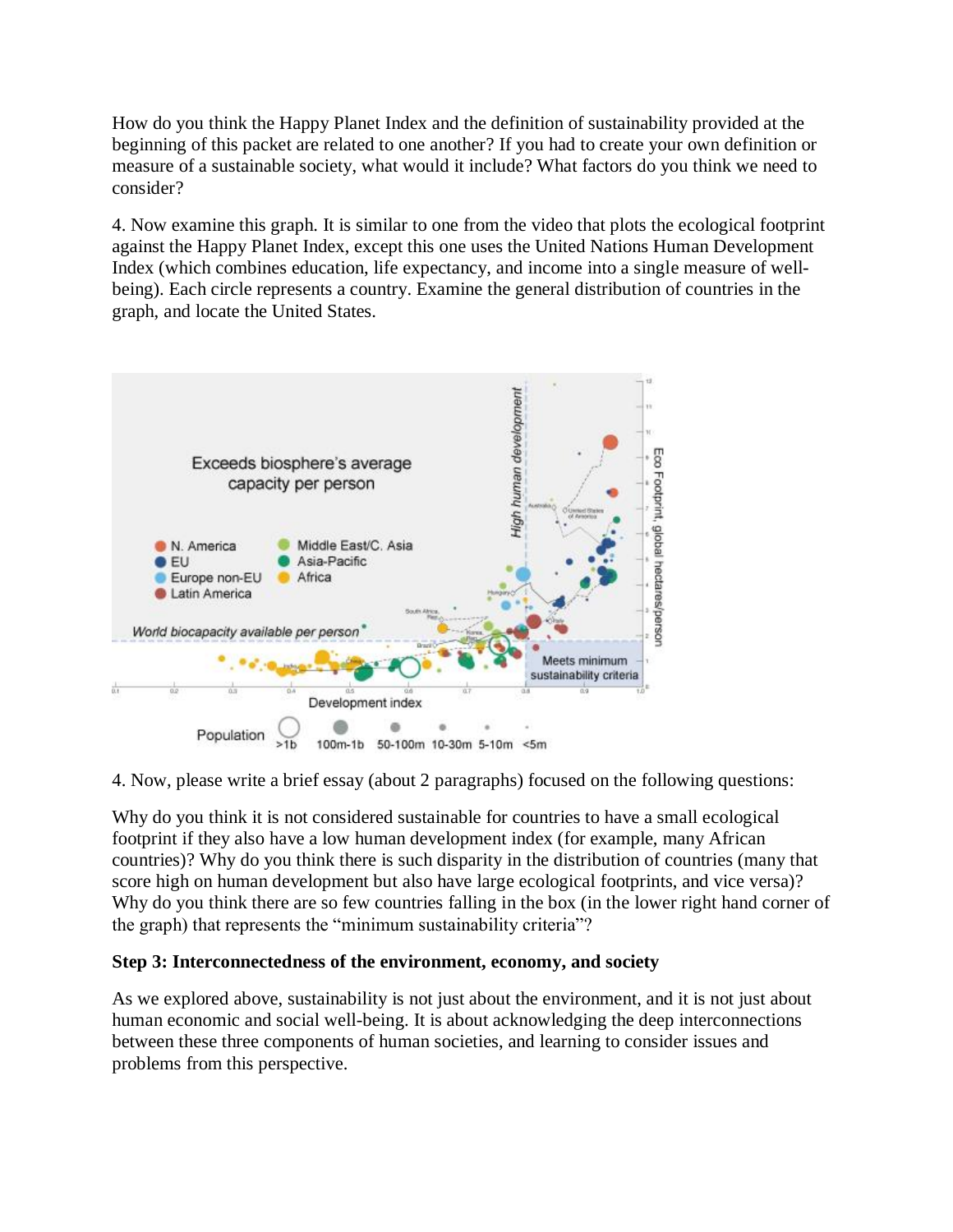How do you think the Happy Planet Index and the definition of sustainability provided at the beginning of this packet are related to one another? If you had to create your own definition or measure of a sustainable society, what would it include? What factors do you think we need to consider?

4. Now examine this graph. It is similar to one from the video that plots the ecological footprint against the Happy Planet Index, except this one uses the United Nations Human Development Index (which combines education, life expectancy, and income into a single measure of well-being). Each circle represents a country. Examine the general distribution of countries in the graph, and locate the United States.

4. Now, please write a brief essay (about 2 paragraphs) focused on the following questions:

Why do you think it is not considered sustainable for countries to have a small ecological footprint if they also have a low human development index (for example, many African countries)? Why do you think there is such disparity in the distribution of countries (many that score high on human development but also have large ecological footprints, and vice versa)? Why do you think there are so few countries falling in the box (in the lower right hand corner of the graph) that represents the "minimum sustainability criteria"?

**Step 3: Interconnectedness of the environment, economy, and society**

As we explored above, sustainability is not just about the environment, and it is not just about human economic and social well-being. It is about acknowledging the deep interconnections between these three components of human societies, and learning to consider issues and problems from this perspective.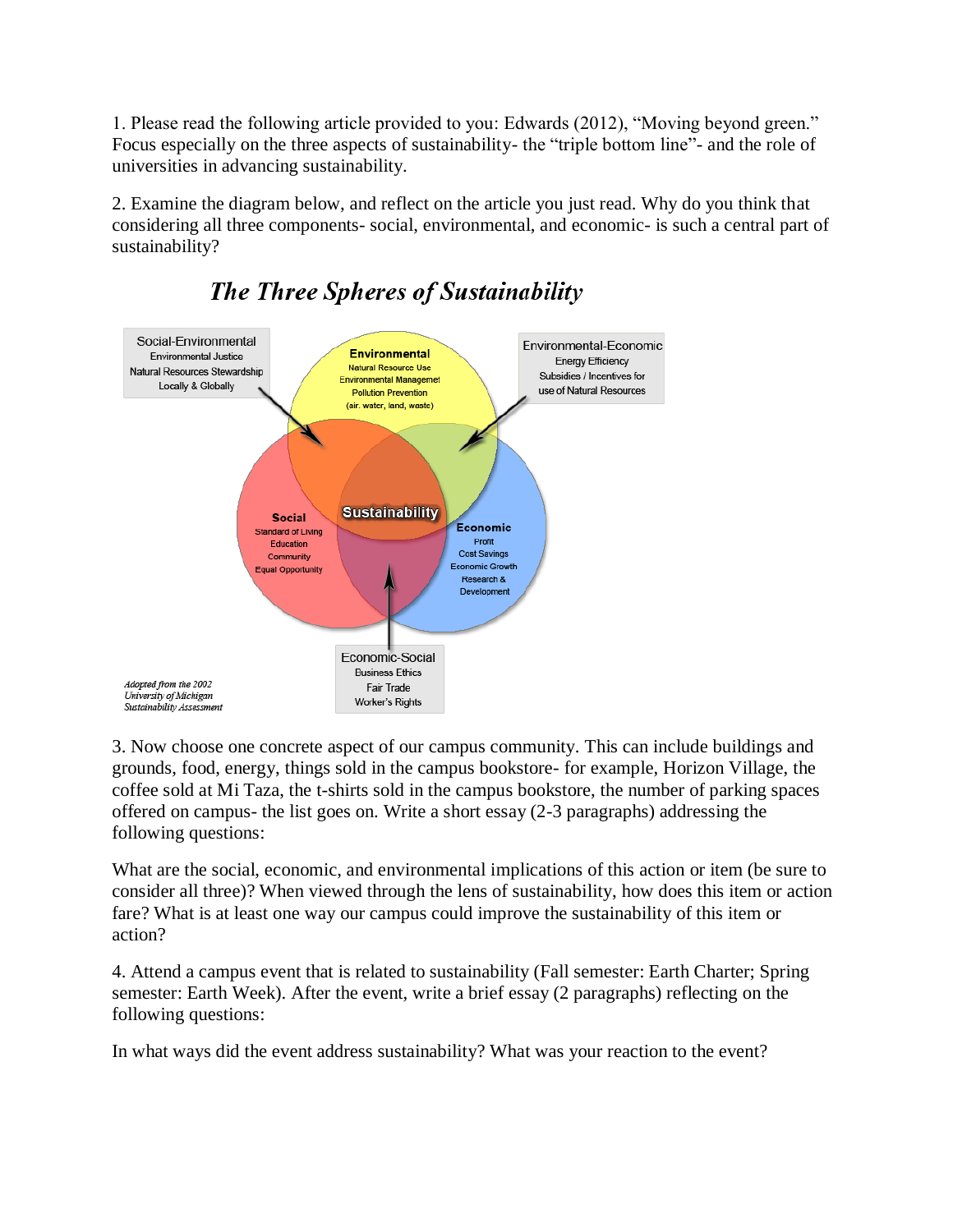1. Please read the following article provided to you: Edwards (2012), "Moving beyond green." Focus especially on the three aspects of sustainability- the "triple bottom line"- and the role of universities in advancing sustainability.

2. Examine the diagram below, and reflect on the article you just read. Why do you think that considering all three components- social, environmental, and economic- is such a central part of sustainability?

## *The Three Spheres of Sustainability*

Social-Environmental
Environmental Justice
Natural Resources Stewardship
Locally & Globally

Environmental
Natural Resource Use
Environmental Managemet
Pollution Prevention
(air, water, land, waste)

Environmental-Economic
Energy Efficiency
Subsidies / Incentives for
use of Natural Resources

Social
Standard of Living
Education
Community
Equal Opportunity

Sustainability

Economic
Profit
Cost Savings
Economic Growth
Research & Development

Economic-Social
Business Ethics
Fair Trade
Worker's Rights

*Adopted from the 2002 University of Michigan Sustainability Assessment*

3. Now choose one concrete aspect of our campus community. This can include buildings and grounds, food, energy, things sold in the campus bookstore- for example, Horizon Village, the coffee sold at Mi Taza, the t-shirts sold in the campus bookstore, the number of parking spaces offered on campus- the list goes on. Write a short essay (2-3 paragraphs) addressing the following questions:

What are the social, economic, and environmental implications of this action or item (be sure to consider all three)? When viewed through the lens of sustainability, how does this item or action fare? What is at least one way our campus could improve the sustainability of this item or action?

4. Attend a campus event that is related to sustainability (Fall semester: Earth Charter; Spring semester: Earth Week). After the event, write a brief essay (2 paragraphs) reflecting on the following questions:

In what ways did the event address sustainability? What was your reaction to the event?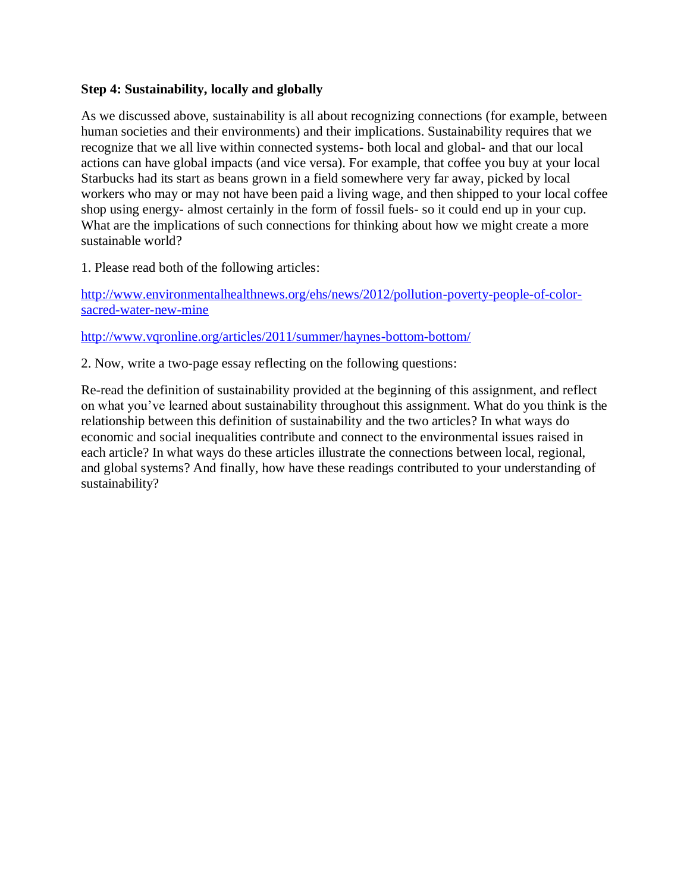**Step 4: Sustainability, locally and globally**

As we discussed above, sustainability is all about recognizing connections (for example, between human societies and their environments) and their implications. Sustainability requires that we recognize that we all live within connected systems- both local and global- and that our local actions can have global impacts (and vice versa). For example, that coffee you buy at your local Starbucks had its start as beans grown in a field somewhere very far away, picked by local workers who may or may not have been paid a living wage, and then shipped to your local coffee shop using energy- almost certainly in the form of fossil fuels- so it could end up in your cup. What are the implications of such connections for thinking about how we might create a more sustainable world?

1. Please read both of the following articles:

[http://www.environmentalhealthnews.org/ehs/news/2012/pollution-poverty-people-of-color-sacred-water-new-mine](http://www.environmentalhealthnews.org/ehs/news/2012/pollution-poverty-people-of-color-sacred-water-new-mine)

[http://www.vqronline.org/articles/2011/summer/haynes-bottom-bottom/](http://www.vqronline.org/articles/2011/summer/haynes-bottom-bottom/)

2. Now, write a two-page essay reflecting on the following questions:

Re-read the definition of sustainability provided at the beginning of this assignment, and reflect on what you've learned about sustainability throughout this assignment. What do you think is the relationship between this definition of sustainability and the two articles? In what ways do economic and social inequalities contribute and connect to the environmental issues raised in each article? In what ways do these articles illustrate the connections between local, regional, and global systems? And finally, how have these readings contributed to your understanding of sustainability?